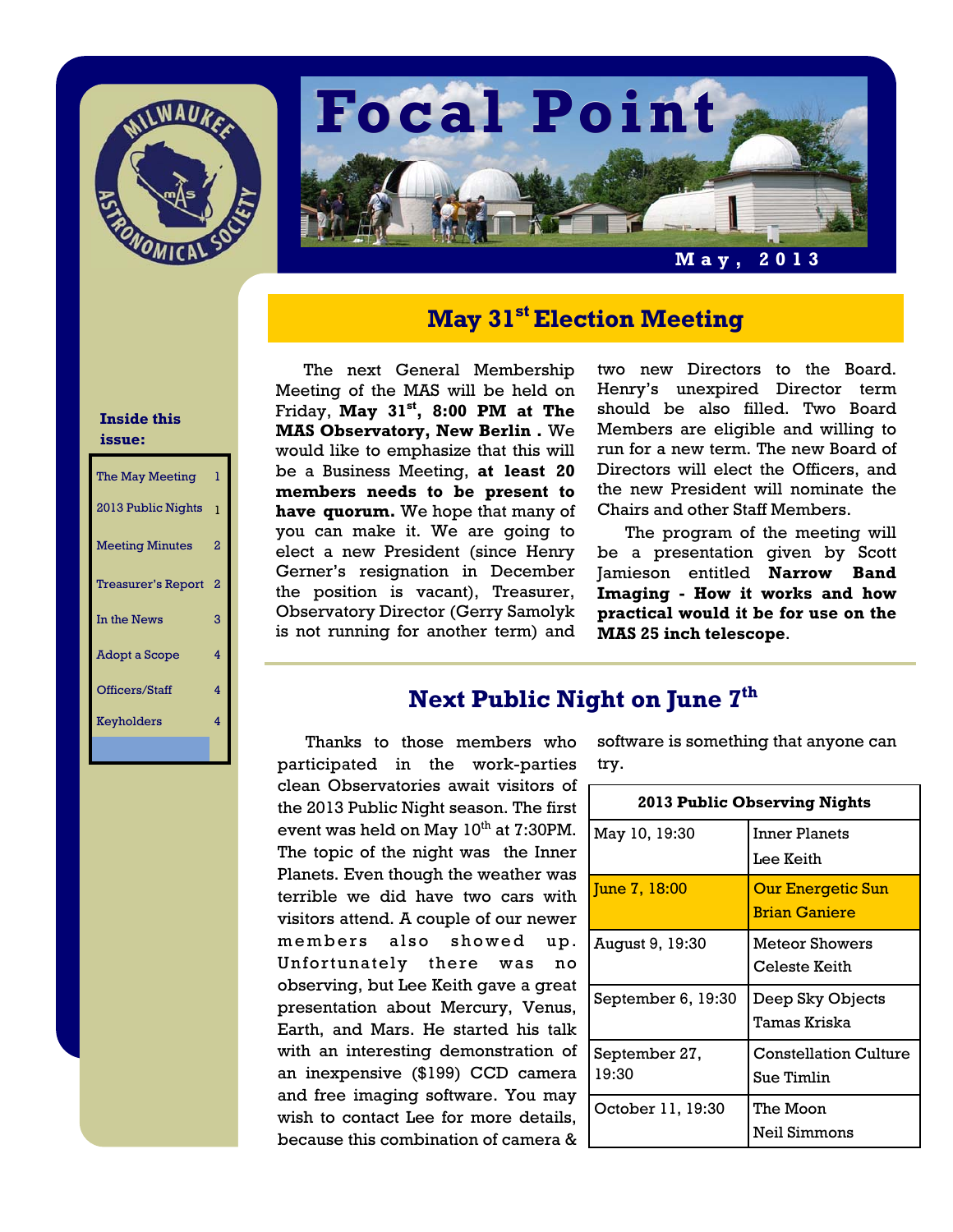# Focal Point

May, 2013

**Inside this issue:**

| | |
|---|---|
| The May Meeting | 1 |
| 2013 Public Nights | 1 |
| Meeting Minutes | 2 |
| Treasurer's Report | 2 |
| In the News | 3 |
| Adopt a Scope | 4 |
| Officers/Staff | 4 |
| Keyholders | 4 |

## May 31st Election Meeting

The next General Membership Meeting of the MAS will be held on Friday, **May 31st, 8:00 PM at The MAS Observatory, New Berlin .** We would like to emphasize that this will be a Business Meeting, **at least 20 members needs to be present to have quorum.** We hope that many of you can make it. We are going to elect a new President (since Henry Gerner's resignation in December the position is vacant), Treasurer, Observatory Director (Gerry Samolyk is not running for another term) and two new Directors to the Board. Henry's unexpired Director term should be also filled. Two Board Members are eligible and willing to run for a new term. The new Board of Directors will elect the Officers, and the new President will nominate the Chairs and other Staff Members.

The program of the meeting will be a presentation given by Scott Jamieson entitled **Narrow Band Imaging - How it works and how practical would it be for use on the MAS 25 inch telescope**.

## Next Public Night on June 7th

Thanks to those members who participated in the work-parties clean Observatories await visitors of the 2013 Public Night season. The first event was held on May 10th at 7:30PM. The topic of the night was the Inner Planets. Even though the weather was terrible we did have two cars with visitors attend. A couple of our newer members also showed up. Unfortunately there was no observing, but Lee Keith gave a great presentation about Mercury, Venus, Earth, and Mars. He started his talk with an interesting demonstration of an inexpensive ($199) CCD camera and free imaging software. You may wish to contact Lee for more details, because this combination of camera & software is something that anyone can try.

| 2013 Public Observing Nights | |
|---|---|
| May 10, 19:30 | Inner Planets<br>Lee Keith |
| June 7, 18:00 | Our Energetic Sun<br>Brian Ganiere |
| August 9, 19:30 | Meteor Showers<br>Celeste Keith |
| September 6, 19:30 | Deep Sky Objects<br>Tamas Kriska |
| September 27, 19:30 | Constellation Culture<br>Sue Timlin |
| October 11, 19:30 | The Moon<br>Neil Simmons |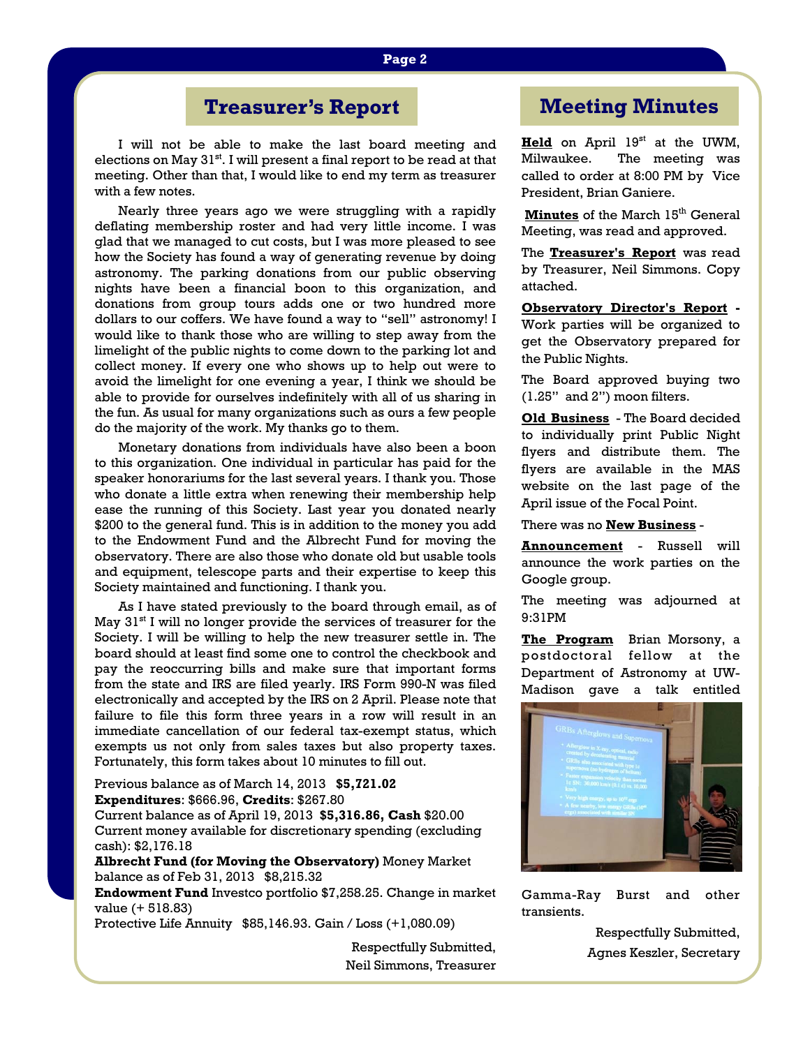## Treasurer's Report

I will not be able to make the last board meeting and elections on May 31st. I will present a final report to be read at that meeting. Other than that, I would like to end my term as treasurer with a few notes.

Nearly three years ago we were struggling with a rapidly deflating membership roster and had very little income. I was glad that we managed to cut costs, but I was more pleased to see how the Society has found a way of generating revenue by doing astronomy. The parking donations from our public observing nights have been a financial boon to this organization, and donations from group tours adds one or two hundred more dollars to our coffers. We have found a way to "sell" astronomy! I would like to thank those who are willing to step away from the limelight of the public nights to come down to the parking lot and collect money. If every one who shows up to help out were to avoid the limelight for one evening a year, I think we should be able to provide for ourselves indefinitely with all of us sharing in the fun. As usual for many organizations such as ours a few people do the majority of the work. My thanks go to them.

Monetary donations from individuals have also been a boon to this organization. One individual in particular has paid for the speaker honorariums for the last several years. I thank you. Those who donate a little extra when renewing their membership help ease the running of this Society. Last year you donated nearly $200 to the general fund. This is in addition to the money you add to the Endowment Fund and the Albrecht Fund for moving the observatory. There are also those who donate old but usable tools and equipment, telescope parts and their expertise to keep this Society maintained and functioning. I thank you.

As I have stated previously to the board through email, as of May 31st I will no longer provide the services of treasurer for the Society. I will be willing to help the new treasurer settle in. The board should at least find some one to control the checkbook and pay the reoccurring bills and make sure that important forms from the state and IRS are filed yearly. IRS Form 990-N was filed electronically and accepted by the IRS on 2 April. Please note that failure to file this form three years in a row will result in an immediate cancellation of our federal tax-exempt status, which exempts us not only from sales taxes but also property taxes. Fortunately, this form takes about 10 minutes to fill out.

Previous balance as of March 14, 2013 **$5,721.02**
**Expenditures**: $666.96, **Credits**: $267.80
Current balance as of April 19, 2013 **$5,316.86, Cash** $20.00
Current money available for discretionary spending (excluding cash): $2,176.18
**Albrecht Fund (for Moving the Observatory)** Money Market balance as of Feb 31, 2013 $8,215.32
**Endowment Fund** Investco portfolio $7,258.25. Change in market value (+ 518.83)
Protective Life Annuity $85,146.93. Gain / Loss (+1,080.09)

Respectfully Submitted,
Neil Simmons, Treasurer

## Meeting Minutes

**Held** on April 19st at the UWM, Milwaukee. The meeting was called to order at 8:00 PM by Vice President, Brian Ganiere.

**Minutes** of the March 15th General Meeting, was read and approved.

The **Treasurer's Report** was read by Treasurer, Neil Simmons. Copy attached.

**Observatory Director's Report** - Work parties will be organized to get the Observatory prepared for the Public Nights.

The Board approved buying two (1.25" and 2") moon filters.

**Old Business** - The Board decided to individually print Public Night flyers and distribute them. The flyers are available in the MAS website on the last page of the April issue of the Focal Point.

There was no **New Business** -

**Announcement** - Russell will announce the work parties on the Google group.

The meeting was adjourned at 9:31PM

**The Program** Brian Morsony, a postdoctoral fellow at the Department of Astronomy at UW-Madison gave a talk entitled Gamma-Ray Burst and other transients.

Respectfully Submitted,
Agnes Keszler, Secretary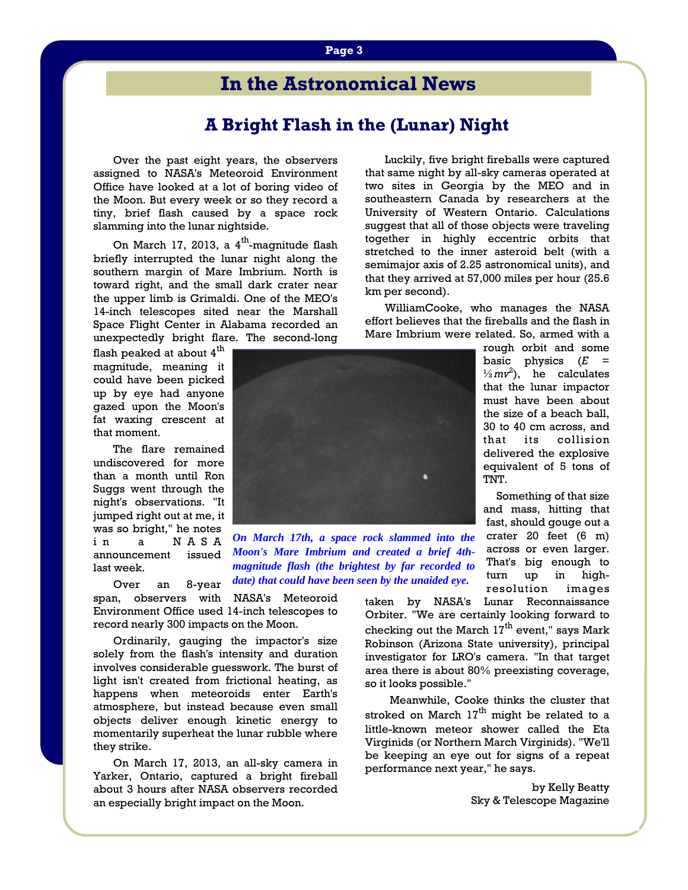# In the Astronomical News

## A Bright Flash in the (Lunar) Night

Over the past eight years, the observers assigned to NASA's Meteoroid Environment Office have looked at a lot of boring video of the Moon. But every week or so they record a tiny, brief flash caused by a space rock slamming into the lunar nightside.

On March 17, 2013, a 4th-magnitude flash briefly interrupted the lunar night along the southern margin of Mare Imbrium. North is toward right, and the small dark crater near the upper limb is Grimaldi. One of the MEO's 14-inch telescopes sited near the Marshall Space Flight Center in Alabama recorded an unexpectedly bright flare. The second-long flash peaked at about 4th magnitude, meaning it could have been picked up by eye had anyone gazed upon the Moon's fat waxing crescent at that moment.

The flare remained undiscovered for more than a month until Ron Suggs went through the night's observations. "It jumped right out at me, it was so bright," he notes in a NASA announcement issued last week.

*On March 17th, a space rock slammed into the Moon's Mare Imbrium and created a brief 4th-magnitude flash (the brightest by far recorded to date) that could have been seen by the unaided eye.*

Over an 8-year span, observers with NASA's Meteoroid Environment Office used 14-inch telescopes to record nearly 300 impacts on the Moon.

Ordinarily, gauging the impactor's size solely from the flash's intensity and duration involves considerable guesswork. The burst of light isn't created from frictional heating, as happens when meteoroids enter Earth's atmosphere, but instead because even small objects deliver enough kinetic energy to momentarily superheat the lunar rubble where they strike.

On March 17, 2013, an all-sky camera in Yarker, Ontario, captured a bright fireball about 3 hours after NASA observers recorded an especially bright impact on the Moon.

Luckily, five bright fireballs were captured that same night by all-sky cameras operated at two sites in Georgia by the MEO and in southeastern Canada by researchers at the University of Western Ontario. Calculations suggest that all of those objects were traveling together in highly eccentric orbits that stretched to the inner asteroid belt (with a semimajor axis of 2.25 astronomical units), and that they arrived at 57,000 miles per hour (25.6 km per second).

WilliamCooke, who manages the NASA effort believes that the fireballs and the flash in Mare Imbrium were related. So, armed with a rough orbit and some basic physics ($E = \frac{1}{2}mv^2$), he calculates that the lunar impactor must have been about the size of a beach ball, 30 to 40 cm across, and that its collision delivered the explosive equivalent of 5 tons of TNT.

Something of that size and mass, hitting that fast, should gouge out a crater 20 feet (6 m) across or even larger. That's big enough to turn up in high-resolution images taken by NASA's Lunar Reconnaissance Orbiter. "We are certainly looking forward to checking out the March 17th event," says Mark Robinson (Arizona State university), principal investigator for LRO's camera. "In that target area there is about 80% preexisting coverage, so it looks possible."

Meanwhile, Cooke thinks the cluster that stroked on March 17th might be related to a little-known meteor shower called the Eta Virginids (or Northern March Virginids). "We'll be keeping an eye out for signs of a repeat performance next year," he says.

by Kelly Beatty
Sky & Telescope Magazine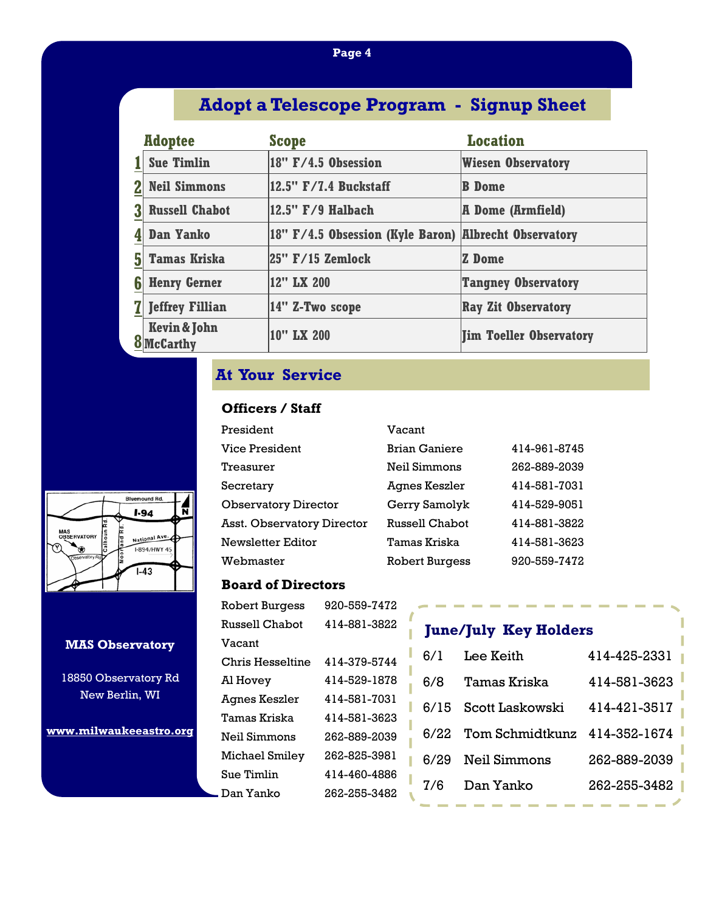## Adopt a Telescope Program - Signup Sheet

| | Adoptee | Scope | Location |
|---|---|---|---|
| 1 | Sue Timlin | 18" F/4.5 Obsession | Wiesen Observatory |
| 2 | Neil Simmons | 12.5" F/7.4 Buckstaff | B Dome |
| 3 | Russell Chabot | 12.5" F/9 Halbach | A Dome (Armfield) |
| 4 | Dan Yanko | 18" F/4.5 Obsession (Kyle Baron) | Albrecht Observatory |
| 5 | Tamas Kriska | 25" F/15 Zemlock | Z Dome |
| 6 | Henry Gerner | 12" LX 200 | Tangney Observatory |
| 7 | Jeffrey Fillian | 14" Z-Two scope | Ray Zit Observatory |
| 8 | Kevin & John McCarthy | 10" LX 200 | Jim Toeller Observatory |

## At Your Service

### Officers / Staff

| | | |
|---|---|---|
| President | Vacant | |
| Vice President | Brian Ganiere | 414-961-8745 |
| Treasurer | Neil Simmons | 262-889-2039 |
| Secretary | Agnes Keszler | 414-581-7031 |
| Observatory Director | Gerry Samolyk | 414-529-9051 |
| Asst. Observatory Director | Russell Chabot | 414-881-3822 |
| Newsletter Editor | Tamas Kriska | 414-581-3623 |
| Webmaster | Robert Burgess | 920-559-7472 |

### Board of Directors

| | |
|---|---|
| Robert Burgess | 920-559-7472 |
| Russell Chabot | 414-881-3822 |
| Vacant | |
| Chris Hesseltine | 414-379-5744 |
| Al Hovey | 414-529-1878 |
| Agnes Keszler | 414-581-7031 |
| Tamas Kriska | 414-581-3623 |
| Neil Simmons | 262-889-2039 |
| Michael Smiley | 262-825-3981 |
| Sue Timlin | 414-460-4886 |
| Dan Yanko | 262-255-3482 |

### June/July Key Holders

| | | |
|---|---|---|
| 6/1 | Lee Keith | 414-425-2331 |
| 6/8 | Tamas Kriska | 414-581-3623 |
| 6/15 | Scott Laskowski | 414-421-3517 |
| 6/22 | Tom Schmidtkunz | 414-352-1674 |
| 6/29 | Neil Simmons | 262-889-2039 |
| 7/6 | Dan Yanko | 262-255-3482 |

Bluemound Rd.
I-94
N
MAS OBSERVATORY
Y
Observatory Rd
Calhoun Rd.
Moorland Rd.
National Ave.
I-894/HWY 45
I-43

**MAS Observatory**

18850 Observatory Rd
New Berlin, WI

**www.milwaukeeastro.org**